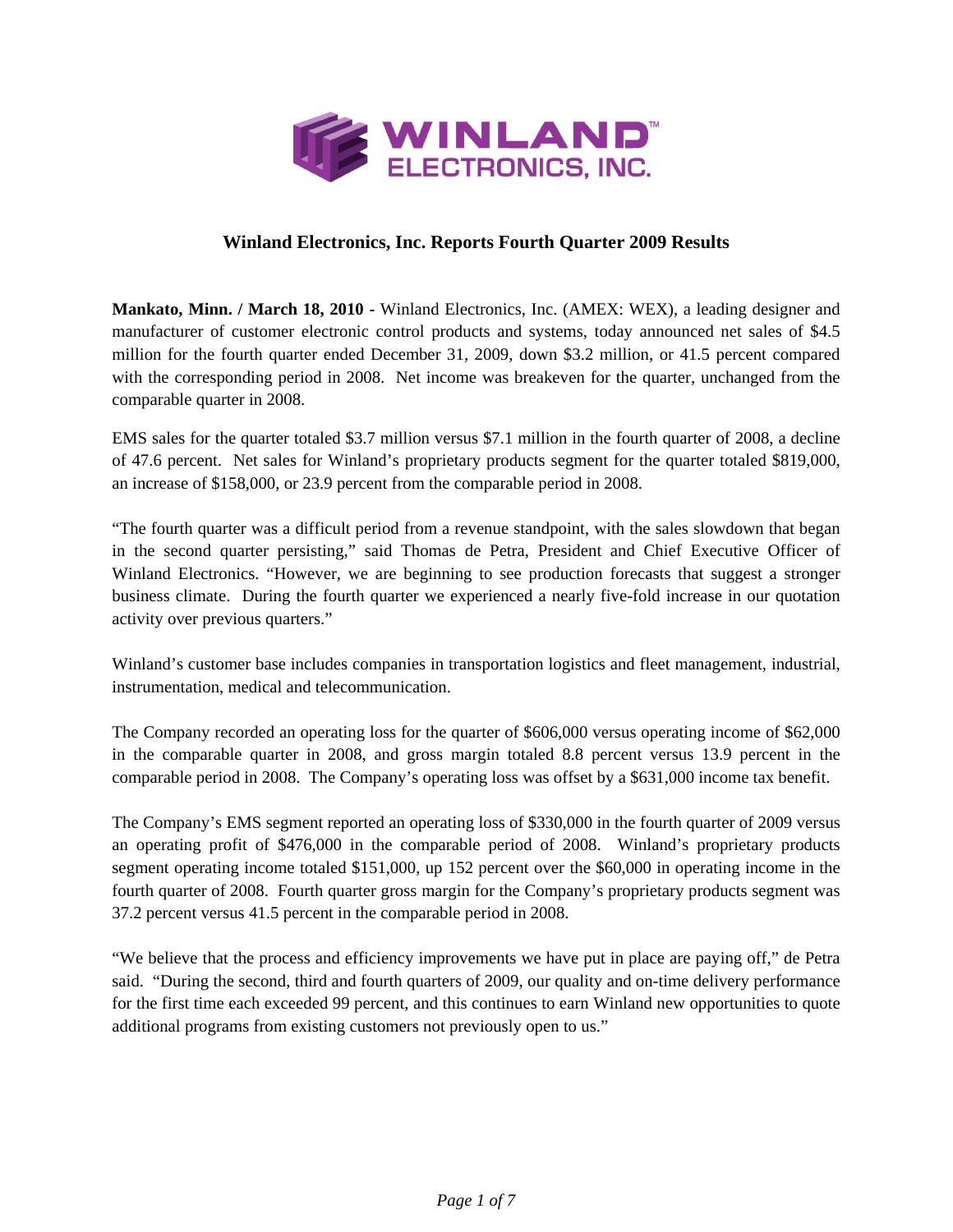# Winland Electronics, Inc. Reports Fourth Quarter 2009 Results

**Mankato, Minn. / March 18, 2010** - Winland Electronics, Inc. (AMEX: WEX), a leading designer and manufacturer of customer electronic control products and systems, today announced net sales of $4.5 million for the fourth quarter ended December 31, 2009, down $3.2 million, or 41.5 percent compared with the corresponding period in 2008. Net income was breakeven for the quarter, unchanged from the comparable quarter in 2008.

EMS sales for the quarter totaled $3.7 million versus $7.1 million in the fourth quarter of 2008, a decline of 47.6 percent. Net sales for Winland's proprietary products segment for the quarter totaled $819,000, an increase of $158,000, or 23.9 percent from the comparable period in 2008.

"The fourth quarter was a difficult period from a revenue standpoint, with the sales slowdown that began in the second quarter persisting," said Thomas de Petra, President and Chief Executive Officer of Winland Electronics. "However, we are beginning to see production forecasts that suggest a stronger business climate. During the fourth quarter we experienced a nearly five-fold increase in our quotation activity over previous quarters."

Winland's customer base includes companies in transportation logistics and fleet management, industrial, instrumentation, medical and telecommunication.

The Company recorded an operating loss for the quarter of $606,000 versus operating income of $62,000 in the comparable quarter in 2008, and gross margin totaled 8.8 percent versus 13.9 percent in the comparable period in 2008. The Company's operating loss was offset by a $631,000 income tax benefit.

The Company's EMS segment reported an operating loss of $330,000 in the fourth quarter of 2009 versus an operating profit of $476,000 in the comparable period of 2008. Winland's proprietary products segment operating income totaled $151,000, up 152 percent over the $60,000 in operating income in the fourth quarter of 2008. Fourth quarter gross margin for the Company's proprietary products segment was 37.2 percent versus 41.5 percent in the comparable period in 2008.

"We believe that the process and efficiency improvements we have put in place are paying off," de Petra said. "During the second, third and fourth quarters of 2009, our quality and on-time delivery performance for the first time each exceeded 99 percent, and this continues to earn Winland new opportunities to quote additional programs from existing customers not previously open to us."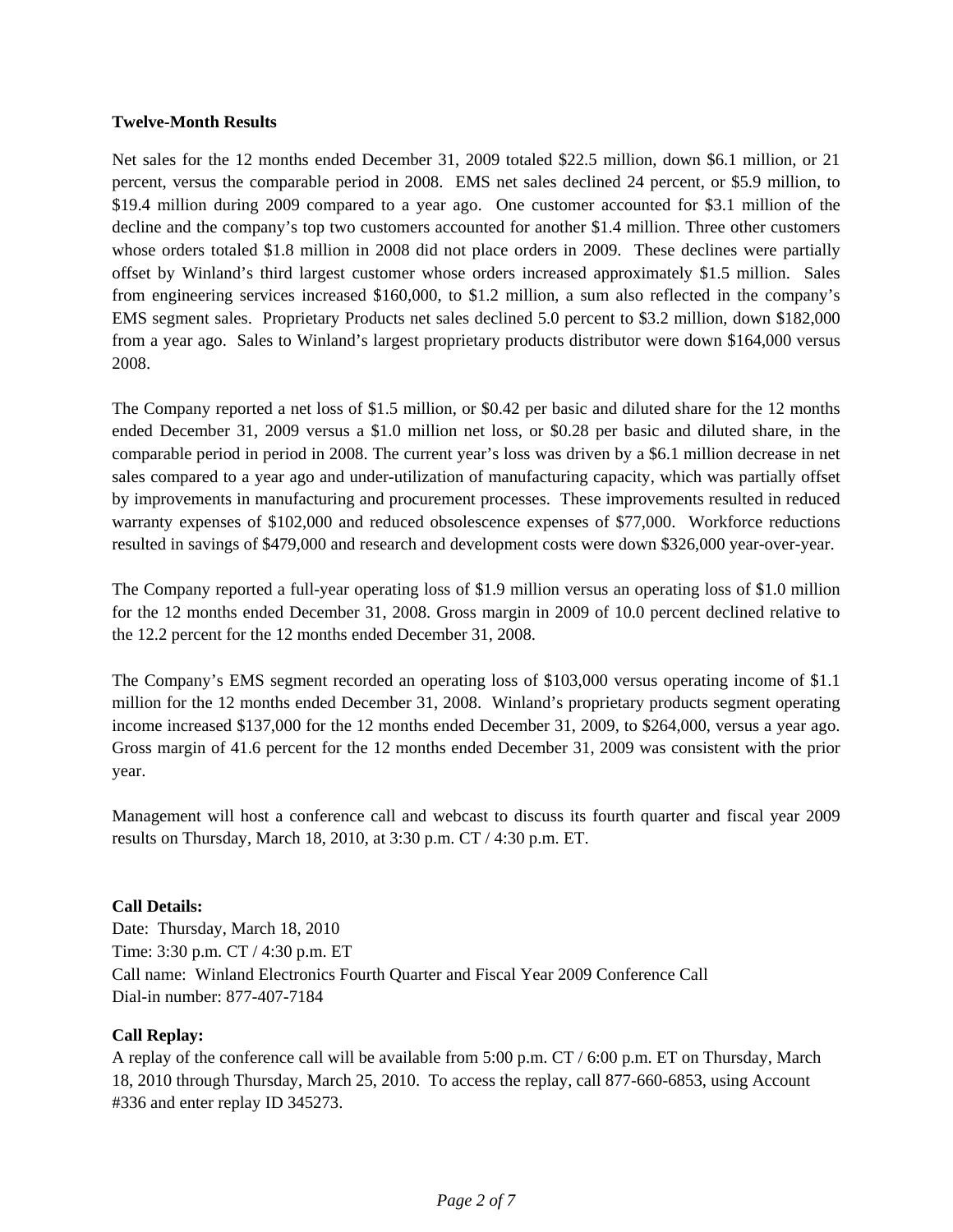**Twelve-Month Results**

Net sales for the 12 months ended December 31, 2009 totaled $22.5 million, down $6.1 million, or 21 percent, versus the comparable period in 2008. EMS net sales declined 24 percent, or $5.9 million, to $19.4 million during 2009 compared to a year ago. One customer accounted for $3.1 million of the decline and the company's top two customers accounted for another $1.4 million. Three other customers whose orders totaled $1.8 million in 2008 did not place orders in 2009. These declines were partially offset by Winland's third largest customer whose orders increased approximately $1.5 million. Sales from engineering services increased $160,000, to $1.2 million, a sum also reflected in the company's EMS segment sales. Proprietary Products net sales declined 5.0 percent to $3.2 million, down $182,000 from a year ago. Sales to Winland's largest proprietary products distributor were down $164,000 versus 2008.

The Company reported a net loss of $1.5 million, or $0.42 per basic and diluted share for the 12 months ended December 31, 2009 versus a $1.0 million net loss, or $0.28 per basic and diluted share, in the comparable period in period in 2008. The current year's loss was driven by a $6.1 million decrease in net sales compared to a year ago and under-utilization of manufacturing capacity, which was partially offset by improvements in manufacturing and procurement processes. These improvements resulted in reduced warranty expenses of $102,000 and reduced obsolescence expenses of $77,000. Workforce reductions resulted in savings of $479,000 and research and development costs were down $326,000 year-over-year.

The Company reported a full-year operating loss of $1.9 million versus an operating loss of $1.0 million for the 12 months ended December 31, 2008. Gross margin in 2009 of 10.0 percent declined relative to the 12.2 percent for the 12 months ended December 31, 2008.

The Company's EMS segment recorded an operating loss of $103,000 versus operating income of $1.1 million for the 12 months ended December 31, 2008. Winland's proprietary products segment operating income increased $137,000 for the 12 months ended December 31, 2009, to $264,000, versus a year ago. Gross margin of 41.6 percent for the 12 months ended December 31, 2009 was consistent with the prior year.

Management will host a conference call and webcast to discuss its fourth quarter and fiscal year 2009 results on Thursday, March 18, 2010, at 3:30 p.m. CT / 4:30 p.m. ET.

**Call Details:**
Date: Thursday, March 18, 2010
Time: 3:30 p.m. CT / 4:30 p.m. ET
Call name: Winland Electronics Fourth Quarter and Fiscal Year 2009 Conference Call
Dial-in number: 877-407-7184

**Call Replay:**
A replay of the conference call will be available from 5:00 p.m. CT / 6:00 p.m. ET on Thursday, March 18, 2010 through Thursday, March 25, 2010. To access the replay, call 877-660-6853, using Account #336 and enter replay ID 345273.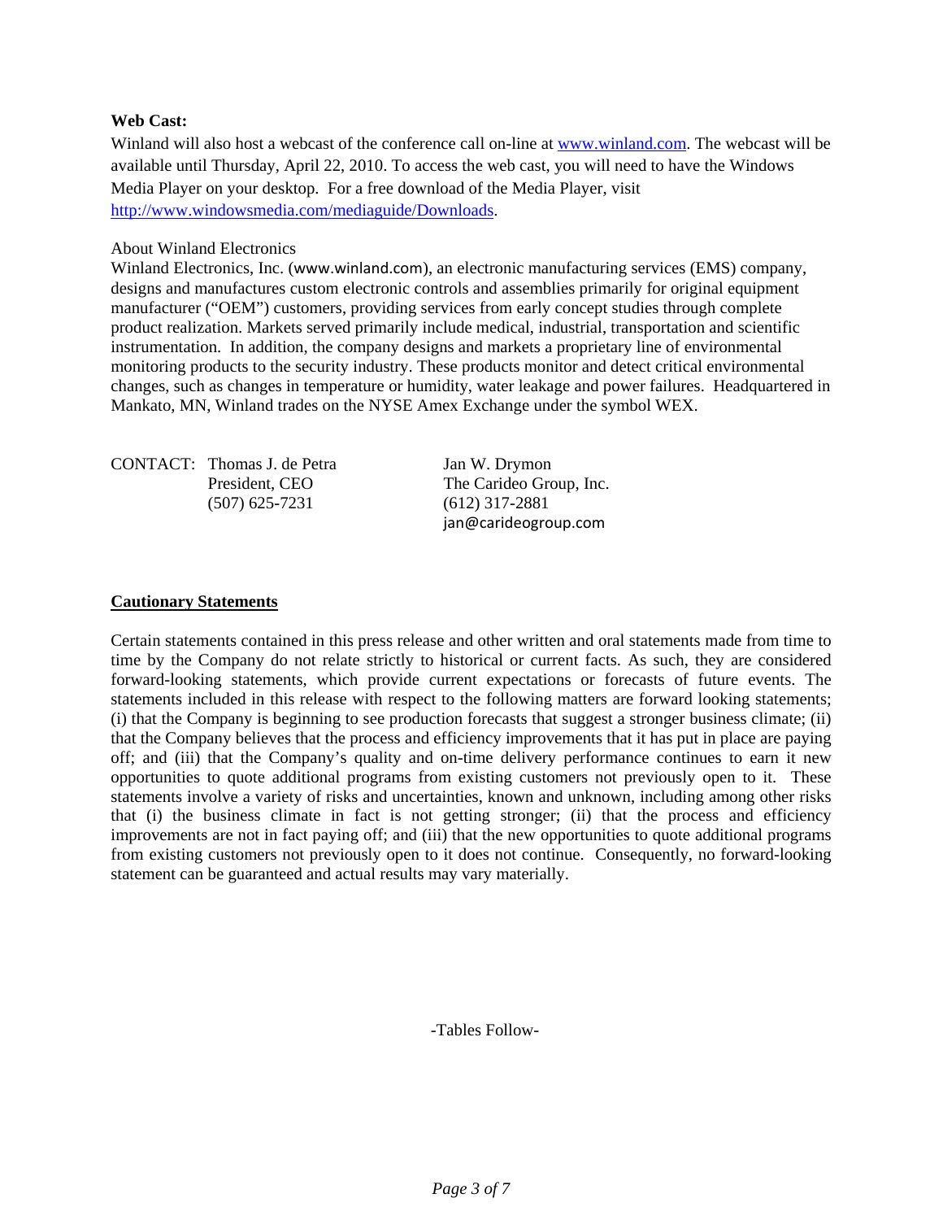**Web Cast:**

Winland will also host a webcast of the conference call on-line at www.winland.com. The webcast will be available until Thursday, April 22, 2010. To access the web cast, you will need to have the Windows Media Player on your desktop. For a free download of the Media Player, visit http://www.windowsmedia.com/mediaguide/Downloads.

About Winland Electronics

Winland Electronics, Inc. (www.winland.com), an electronic manufacturing services (EMS) company, designs and manufactures custom electronic controls and assemblies primarily for original equipment manufacturer ("OEM") customers, providing services from early concept studies through complete product realization. Markets served primarily include medical, industrial, transportation and scientific instrumentation. In addition, the company designs and markets a proprietary line of environmental monitoring products to the security industry. These products monitor and detect critical environmental changes, such as changes in temperature or humidity, water leakage and power failures. Headquartered in Mankato, MN, Winland trades on the NYSE Amex Exchange under the symbol WEX.

CONTACT: Thomas J. de Petra
President, CEO
(507) 625-7231

Jan W. Drymon
The Carideo Group, Inc.
(612) 317-2881
jan@carideogroup.com

**Cautionary Statements**

Certain statements contained in this press release and other written and oral statements made from time to time by the Company do not relate strictly to historical or current facts. As such, they are considered forward-looking statements, which provide current expectations or forecasts of future events. The statements included in this release with respect to the following matters are forward looking statements; (i) that the Company is beginning to see production forecasts that suggest a stronger business climate; (ii) that the Company believes that the process and efficiency improvements that it has put in place are paying off; and (iii) that the Company's quality and on-time delivery performance continues to earn it new opportunities to quote additional programs from existing customers not previously open to it. These statements involve a variety of risks and uncertainties, known and unknown, including among other risks that (i) the business climate in fact is not getting stronger; (ii) that the process and efficiency improvements are not in fact paying off; and (iii) that the new opportunities to quote additional programs from existing customers not previously open to it does not continue. Consequently, no forward-looking statement can be guaranteed and actual results may vary materially.

-Tables Follow-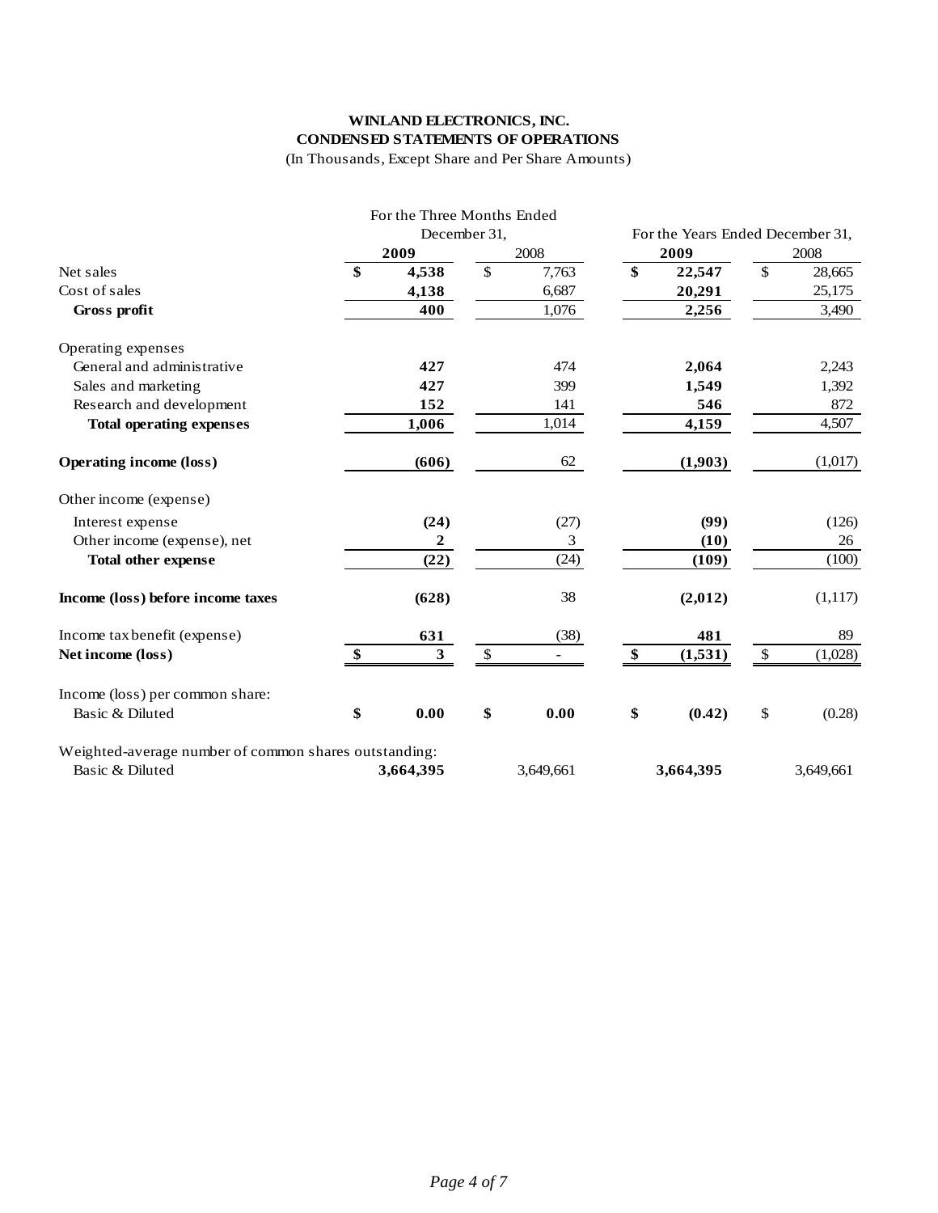**WINLAND ELECTRONICS, INC.**
**CONDENSED STATEMENTS OF OPERATIONS**
(In Thousands, Except Share and Per Share Amounts)

| | For the Three Months Ended December 31, | | For the Years Ended December 31, | |
|---|---|---|---|---|
| | **2009** | 2008 | **2009** | 2008 |
| Net sales | **$ 4,538** | $ 7,763 | **$ 22,547** | $ 28,665 |
| Cost of sales | **4,138** | 6,687 | **20,291** | 25,175 |
| **Gross profit** | **400** | 1,076 | **2,256** | 3,490 |
| Operating expenses | | | | |
| General and administrative | **427** | 474 | **2,064** | 2,243 |
| Sales and marketing | **427** | 399 | **1,549** | 1,392 |
| Research and development | **152** | 141 | **546** | 872 |
| **Total operating expenses** | **1,006** | 1,014 | **4,159** | 4,507 |
| **Operating income (loss)** | **(606)** | 62 | **(1,903)** | (1,017) |
| Other income (expense) | | | | |
| Interest expense | **(24)** | (27) | **(99)** | (126) |
| Other income (expense), net | **2** | 3 | **(10)** | 26 |
| **Total other expense** | **(22)** | (24) | **(109)** | (100) |
| **Income (loss) before income taxes** | **(628)** | 38 | **(2,012)** | (1,117) |
| Income tax benefit (expense) | **631** | (38) | **481** | 89 |
| **Net income (loss)** | **$ 3** | $ - | **$ (1,531)** | $ (1,028) |
| Income (loss) per common share: | | | | |
| Basic & Diluted | **$ 0.00** | **$ 0.00** | **$ (0.42)** | $ (0.28) |
| Weighted-average number of common shares outstanding: | | | | |
| Basic & Diluted | **3,664,395** | 3,649,661 | **3,664,395** | 3,649,661 |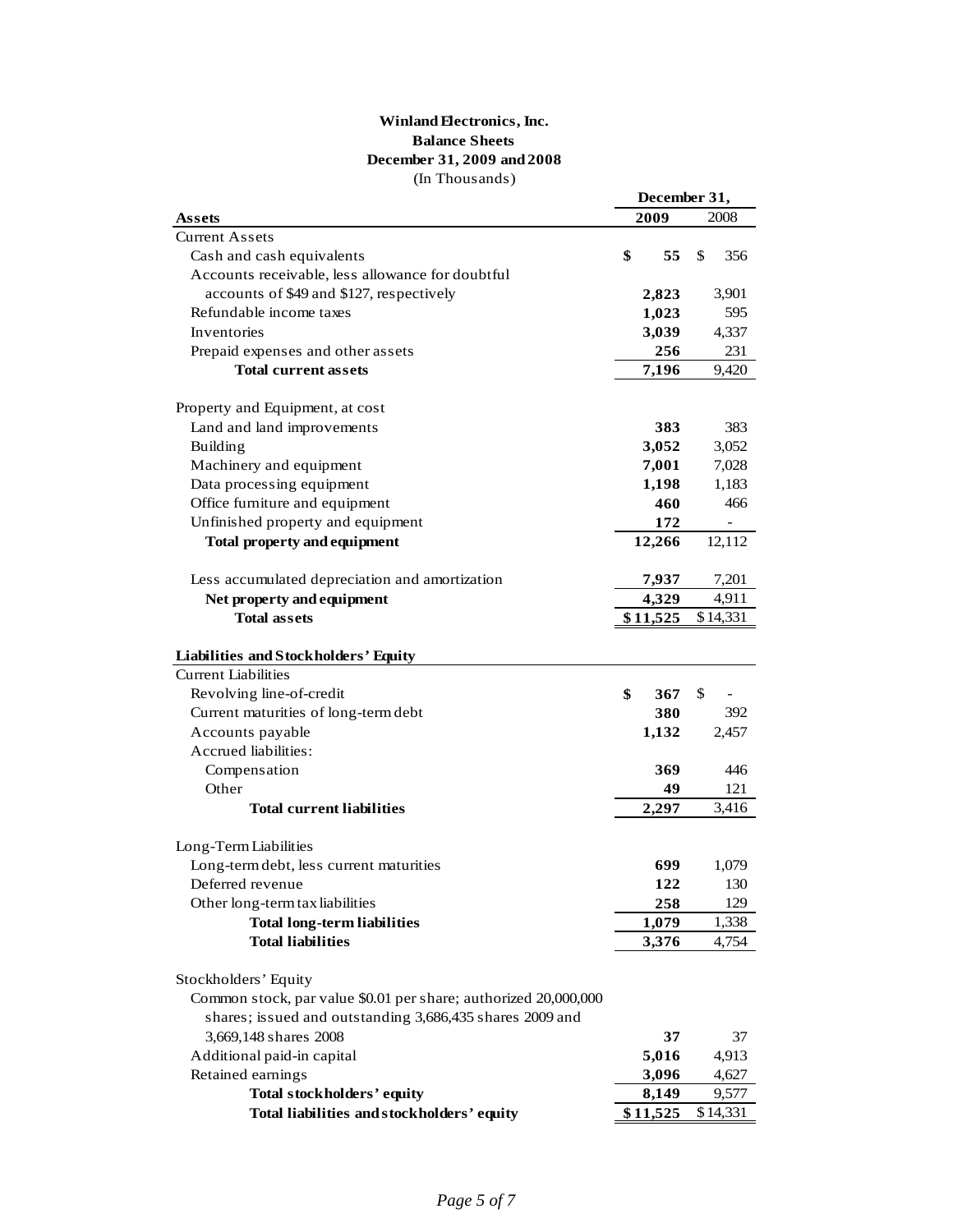**Winland Electronics, Inc.**
**Balance Sheets**
**December 31, 2009 and 2008**
(In Thousands)

| | December 31, | |
|---|---|---|
| **Assets** | **2009** | 2008 |
| Current Assets | | |
| Cash and cash equivalents | **$ 55** | $ 356 |
| Accounts receivable, less allowance for doubtful accounts of $49 and $127, respectively | **2,823** | 3,901 |
| Refundable income taxes | **1,023** | 595 |
| Inventories | **3,039** | 4,337 |
| Prepaid expenses and other assets | **256** | 231 |
| **Total current assets** | **7,196** | 9,420 |
| | | |
| Property and Equipment, at cost | | |
| Land and land improvements | **383** | 383 |
| Building | **3,052** | 3,052 |
| Machinery and equipment | **7,001** | 7,028 |
| Data processing equipment | **1,198** | 1,183 |
| Office furniture and equipment | **460** | 466 |
| Unfinished property and equipment | **172** | - |
| **Total property and equipment** | **12,266** | 12,112 |
| | | |
| Less accumulated depreciation and amortization | **7,937** | 7,201 |
| **Net property and equipment** | **4,329** | 4,911 |
| **Total assets** | **$ 11,525** | $ 14,331 |
| | | |
| **Liabilities and Stockholders' Equity** | | |
| Current Liabilities | | |
| Revolving line-of-credit | **$ 367** | $ - |
| Current maturities of long-term debt | **380** | 392 |
| Accounts payable | **1,132** | 2,457 |
| Accrued liabilities: | | |
| Compensation | **369** | 446 |
| Other | **49** | 121 |
| **Total current liabilities** | **2,297** | 3,416 |
| | | |
| Long-Term Liabilities | | |
| Long-term debt, less current maturities | **699** | 1,079 |
| Deferred revenue | **122** | 130 |
| Other long-term tax liabilities | **258** | 129 |
| **Total long-term liabilities** | **1,079** | 1,338 |
| **Total liabilities** | **3,376** | 4,754 |
| | | |
| Stockholders' Equity | | |
| Common stock, par value $0.01 per share; authorized 20,000,000 shares; issued and outstanding 3,686,435 shares 2009 and 3,669,148 shares 2008 | **37** | 37 |
| Additional paid-in capital | **5,016** | 4,913 |
| Retained earnings | **3,096** | 4,627 |
| **Total stockholders' equity** | **8,149** | 9,577 |
| **Total liabilities and stockholders' equity** | **$ 11,525** | $ 14,331 |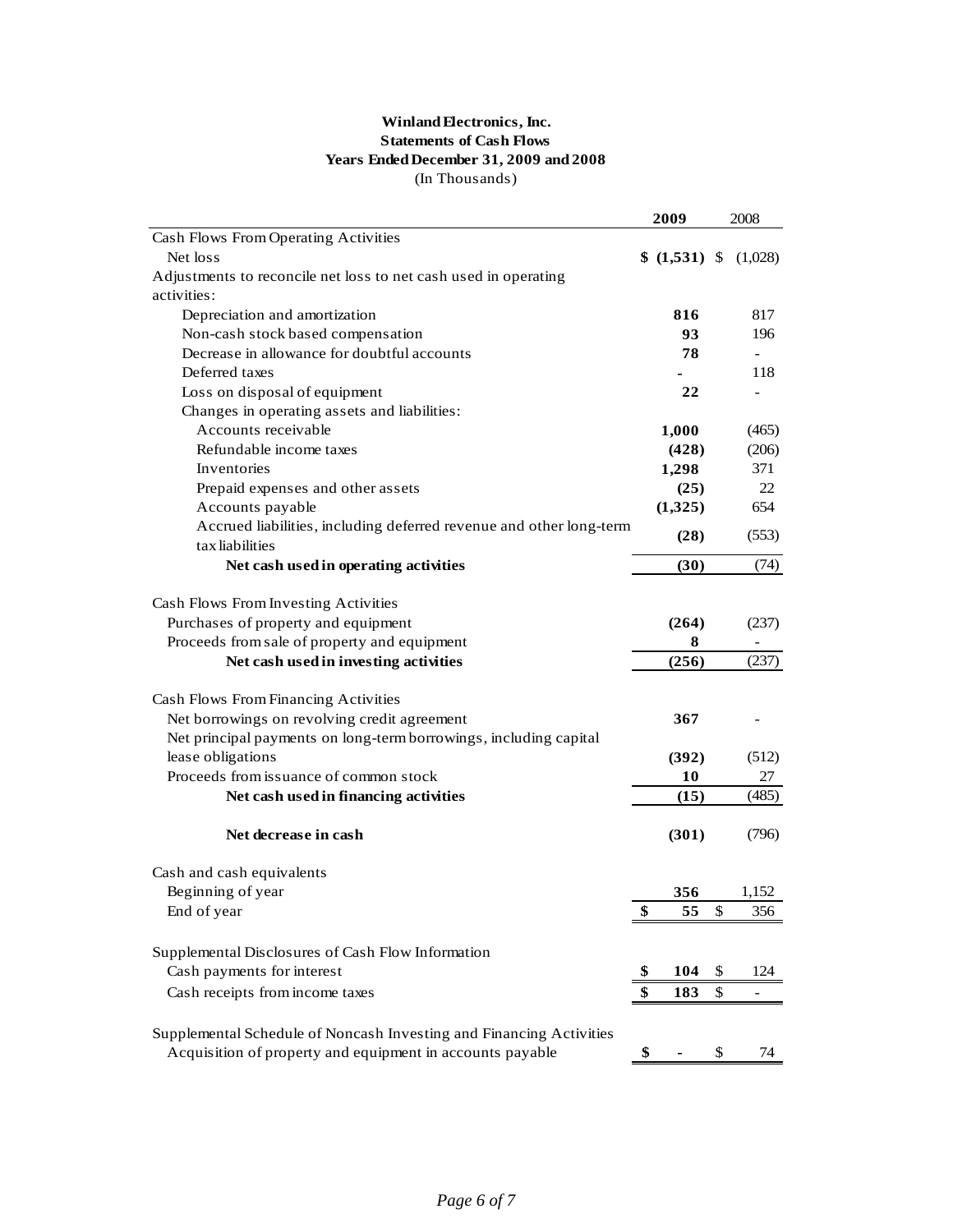**Winland Electronics, Inc.**
**Statements of Cash Flows**
**Years Ended December 31, 2009 and 2008**
(In Thousands)

| | **2009** | 2008 |
|---|---|---|
| Cash Flows From Operating Activities | | |
| Net loss | **$ (1,531)** | $ (1,028) |
| Adjustments to reconcile net loss to net cash used in operating activities: | | |
| Depreciation and amortization | **816** | 817 |
| Non-cash stock based compensation | **93** | 196 |
| Decrease in allowance for doubtful accounts | **78** | - |
| Deferred taxes | **-** | 118 |
| Loss on disposal of equipment | **22** | - |
| Changes in operating assets and liabilities: | | |
| Accounts receivable | **1,000** | (465) |
| Refundable income taxes | **(428)** | (206) |
| Inventories | **1,298** | 371 |
| Prepaid expenses and other assets | **(25)** | 22 |
| Accounts payable | **(1,325)** | 654 |
| Accrued liabilities, including deferred revenue and other long-term tax liabilities | **(28)** | (553) |
| **Net cash used in operating activities** | **(30)** | (74) |
| | | |
| Cash Flows From Investing Activities | | |
| Purchases of property and equipment | **(264)** | (237) |
| Proceeds from sale of property and equipment | **8** | - |
| **Net cash used in investing activities** | **(256)** | (237) |
| | | |
| Cash Flows From Financing Activities | | |
| Net borrowings on revolving credit agreement | **367** | - |
| Net principal payments on long-term borrowings, including capital lease obligations | **(392)** | (512) |
| Proceeds from issuance of common stock | **10** | 27 |
| **Net cash used in financing activities** | **(15)** | (485) |
| | | |
| **Net decrease in cash** | **(301)** | (796) |
| | | |
| Cash and cash equivalents | | |
| Beginning of year | **356** | 1,152 |
| End of year | **$ 55** | $ 356 |
| | | |
| Supplemental Disclosures of Cash Flow Information | | |
| Cash payments for interest | **$ 104** | $ 124 |
| Cash receipts from income taxes | **$ 183** | $ - |
| | | |
| Supplemental Schedule of Noncash Investing and Financing Activities | | |
| Acquisition of property and equipment in accounts payable | **$ -** | $ 74 |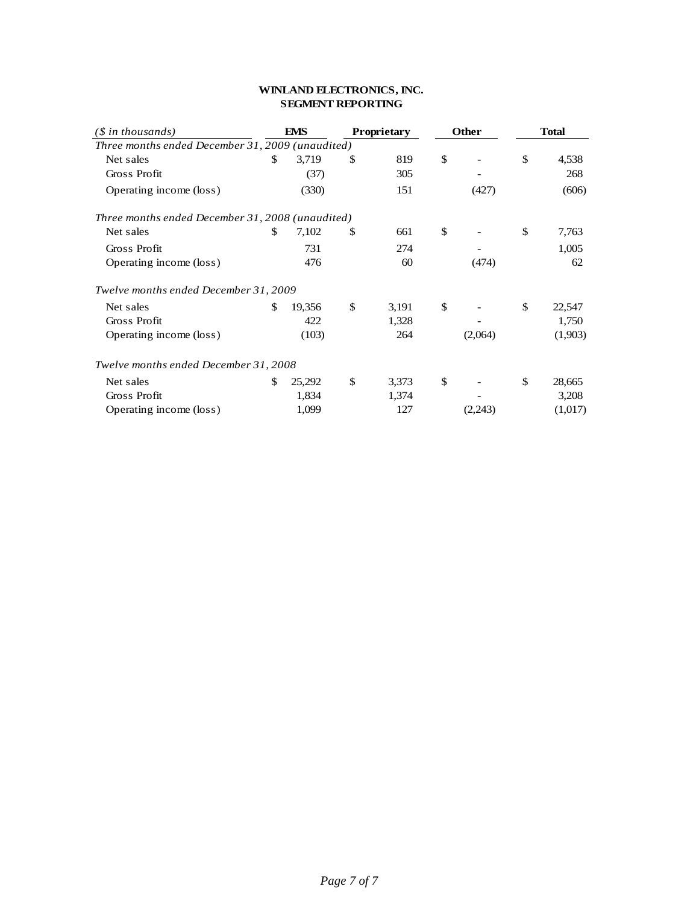**WINLAND ELECTRONICS, INC.**
**SEGMENT REPORTING**

| *($ in thousands)* | EMS | Proprietary | Other | Total |
|---|---|---|---|---|
| *Three months ended December 31, 2009 (unaudited)* | | | | |
| Net sales | $ 3,719 | $ 819 | $ - | $ 4,538 |
| Gross Profit | (37) | 305 | - | 268 |
| Operating income (loss) | (330) | 151 | (427) | (606) |
| *Three months ended December 31, 2008 (unaudited)* | | | | |
| Net sales | $ 7,102 | $ 661 | $ - | $ 7,763 |
| Gross Profit | 731 | 274 | - | 1,005 |
| Operating income (loss) | 476 | 60 | (474) | 62 |
| *Twelve months ended December 31, 2009* | | | | |
| Net sales | $ 19,356 | $ 3,191 | $ - | $ 22,547 |
| Gross Profit | 422 | 1,328 | - | 1,750 |
| Operating income (loss) | (103) | 264 | (2,064) | (1,903) |
| *Twelve months ended December 31, 2008* | | | | |
| Net sales | $ 25,292 | $ 3,373 | $ - | $ 28,665 |
| Gross Profit | 1,834 | 1,374 | - | 3,208 |
| Operating income (loss) | 1,099 | 127 | (2,243) | (1,017) |